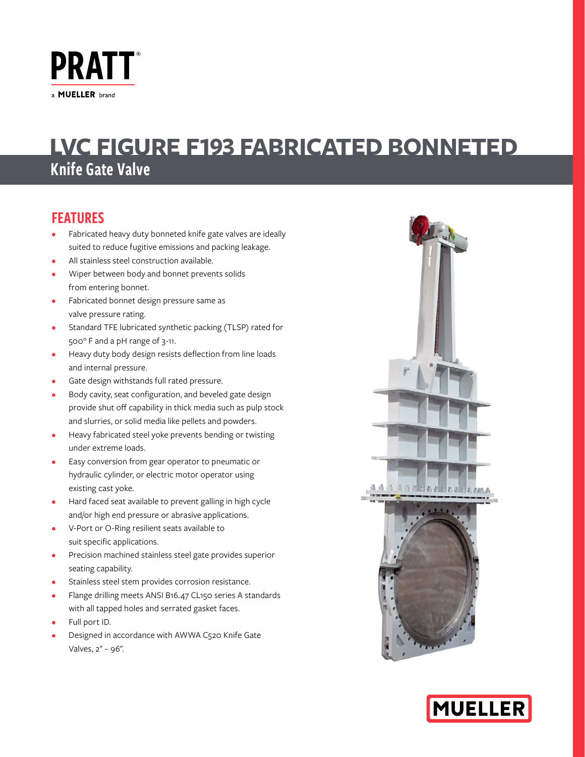PRATT®

a MUELLER brand

# LVC FIGURE F193 FABRICATED BONNETED

## Knife Gate Valve

## FEATURES

- Fabricated heavy duty bonneted knife gate valves are ideally suited to reduce fugitive emissions and packing leakage.
- All stainless steel construction available.
- Wiper between body and bonnet prevents solids from entering bonnet.
- Fabricated bonnet design pressure same as valve pressure rating.
- Standard TFE lubricated synthetic packing (TLSP) rated for 500° F and a pH range of 3-11.
- Heavy duty body design resists deflection from line loads and internal pressure.
- Gate design withstands full rated pressure.
- Body cavity, seat configuration, and beveled gate design provide shut off capability in thick media such as pulp stock and slurries, or solid media like pellets and powders.
- Heavy fabricated steel yoke prevents bending or twisting under extreme loads.
- Easy conversion from gear operator to pneumatic or hydraulic cylinder, or electric motor operator using existing cast yoke.
- Hard faced seat available to prevent galling in high cycle and/or high end pressure or abrasive applications.
- V-Port or O-Ring resilient seats available to suit specific applications.
- Precision machined stainless steel gate provides superior seating capability.
- Stainless steel stem provides corrosion resistance.
- Flange drilling meets ANSI B16.47 CL150 series A standards with all tapped holes and serrated gasket faces.
- Full port ID.
- Designed in accordance with AWWA C520 Knife Gate Valves, 2″ – 96″.

MUELLER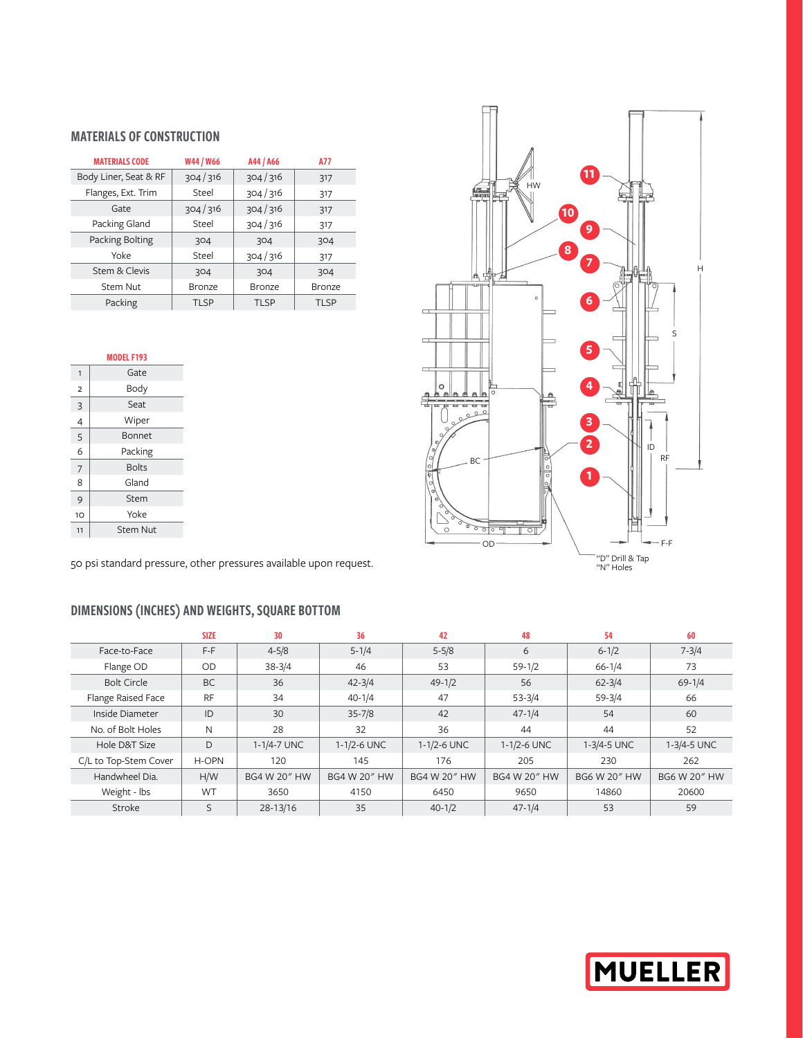## MATERIALS OF CONSTRUCTION

| MATERIALS CODE | W44 / W66 | A44 / A66 | A77 |
|---|---|---|---|
| Body Liner, Seat & RF | 304 / 316 | 304 / 316 | 317 |
| Flanges, Ext. Trim | Steel | 304 / 316 | 317 |
| Gate | 304 / 316 | 304 / 316 | 317 |
| Packing Gland | Steel | 304 / 316 | 317 |
| Packing Bolting | 304 | 304 | 304 |
| Yoke | Steel | 304 / 316 | 317 |
| Stem & Clevis | 304 | 304 | 304 |
| Stem Nut | Bronze | Bronze | Bronze |
| Packing | TLSP | TLSP | TLSP |

| | MODEL F193 |
|---|---|
| 1 | Gate |
| 2 | Body |
| 3 | Seat |
| 4 | Wiper |
| 5 | Bonnet |
| 6 | Packing |
| 7 | Bolts |
| 8 | Gland |
| 9 | Stem |
| 10 | Yoke |
| 11 | Stem Nut |

HW
H
S
ID
RF
BC
OD
F-F
"D" Drill & Tap
"N" Holes

50 psi standard pressure, other pressures available upon request.

## DIMENSIONS (INCHES) AND WEIGHTS, SQUARE BOTTOM

| | SIZE | 30 | 36 | 42 | 48 | 54 | 60 |
|---|---|---|---|---|---|---|---|
| Face-to-Face | F-F | 4-5/8 | 5-1/4 | 5-5/8 | 6 | 6-1/2 | 7-3/4 |
| Flange OD | OD | 38-3/4 | 46 | 53 | 59-1/2 | 66-1/4 | 73 |
| Bolt Circle | BC | 36 | 42-3/4 | 49-1/2 | 56 | 62-3/4 | 69-1/4 |
| Flange Raised Face | RF | 34 | 40-1/4 | 47 | 53-3/4 | 59-3/4 | 66 |
| Inside Diameter | ID | 30 | 35-7/8 | 42 | 47-1/4 | 54 | 60 |
| No. of Bolt Holes | N | 28 | 32 | 36 | 44 | 44 | 52 |
| Hole D&T Size | D | 1-1/4-7 UNC | 1-1/2-6 UNC | 1-1/2-6 UNC | 1-1/2-6 UNC | 1-3/4-5 UNC | 1-3/4-5 UNC |
| C/L to Top-Stem Cover | H-OPN | 120 | 145 | 176 | 205 | 230 | 262 |
| Handwheel Dia. | H/W | BG4 W 20" HW | BG4 W 20" HW | BG4 W 20" HW | BG4 W 20" HW | BG6 W 20" HW | BG6 W 20" HW |
| Weight - lbs | WT | 3650 | 4150 | 6450 | 9650 | 14860 | 20600 |
| Stroke | S | 28-13/16 | 35 | 40-1/2 | 47-1/4 | 53 | 59 |

MUELLER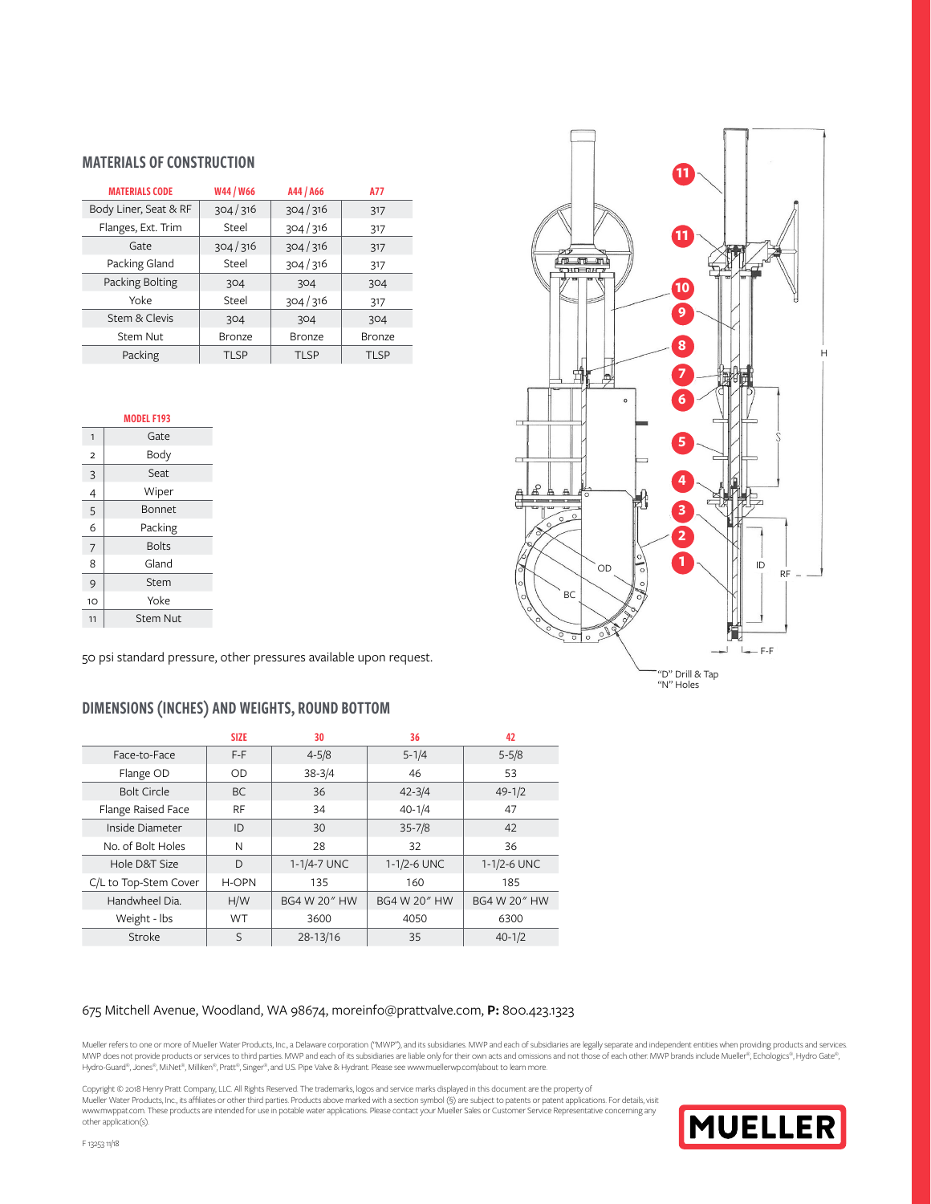## MATERIALS OF CONSTRUCTION

| MATERIALS CODE | W44 / W66 | A44 / A66 | A77 |
|---|---|---|---|
| Body Liner, Seat & RF | 304 / 316 | 304 / 316 | 317 |
| Flanges, Ext. Trim | Steel | 304 / 316 | 317 |
| Gate | 304 / 316 | 304 / 316 | 317 |
| Packing Gland | Steel | 304 / 316 | 317 |
| Packing Bolting | 304 | 304 | 304 |
| Yoke | Steel | 304 / 316 | 317 |
| Stem & Clevis | 304 | 304 | 304 |
| Stem Nut | Bronze | Bronze | Bronze |
| Packing | TLSP | TLSP | TLSP |

| | MODEL F193 |
|---|---|
| 1 | Gate |
| 2 | Body |
| 3 | Seat |
| 4 | Wiper |
| 5 | Bonnet |
| 6 | Packing |
| 7 | Bolts |
| 8 | Gland |
| 9 | Stem |
| 10 | Yoke |
| 11 | Stem Nut |

50 psi standard pressure, other pressures available upon request.

11
11
10
9
8
7
6
5
4
3
2
1
H
S
ID
RF
OD
BC
F-F
"D" Drill & Tap
"N" Holes

## DIMENSIONS (INCHES) AND WEIGHTS, ROUND BOTTOM

| | SIZE | 30 | 36 | 42 |
|---|---|---|---|---|
| Face-to-Face | F-F | 4-5/8 | 5-1/4 | 5-5/8 |
| Flange OD | OD | 38-3/4 | 46 | 53 |
| Bolt Circle | BC | 36 | 42-3/4 | 49-1/2 |
| Flange Raised Face | RF | 34 | 40-1/4 | 47 |
| Inside Diameter | ID | 30 | 35-7/8 | 42 |
| No. of Bolt Holes | N | 28 | 32 | 36 |
| Hole D&T Size | D | 1-1/4-7 UNC | 1-1/2-6 UNC | 1-1/2-6 UNC |
| C/L to Top-Stem Cover | H-OPN | 135 | 160 | 185 |
| Handwheel Dia. | H/W | BG4 W 20" HW | BG4 W 20" HW | BG4 W 20" HW |
| Weight - lbs | WT | 3600 | 4050 | 6300 |
| Stroke | S | 28-13/16 | 35 | 40-1/2 |

675 Mitchell Avenue, Woodland, WA 98674, moreinfo@prattvalve.com, **P:** 800.423.1323

Mueller refers to one or more of Mueller Water Products, Inc., a Delaware corporation ("MWP"), and its subsidiaries. MWP and each of its subsidiaries are legally separate and independent entities when providing products and services. MWP does not provide products or services to third parties. MWP and each of its subsidiaries are liable only for their own acts and omissions and not those of each other. MWP brands include Mueller®, Echologics®, Hydro Gate®, Hydro-Guard®, Jones®, Mi.Net®, Milliken®, Pratt®, Singer®, and U.S. Pipe Valve & Hydrant. Please see www.muellerwp.com/about to learn more.

Copyright © 2018 Henry Pratt Company, LLC. All Rights Reserved. The trademarks, logos and service marks displayed in this document are the property of Mueller Water Products, Inc., its affiliates or other third parties. Products above marked with a section symbol (§) are subject to patents or patent applications. For details, visit www.mwppat.com. These products are intended for use in potable water applications. Please contact your Mueller Sales or Customer Service Representative concerning any other application(s).

F 13253 11/18

MUELLER